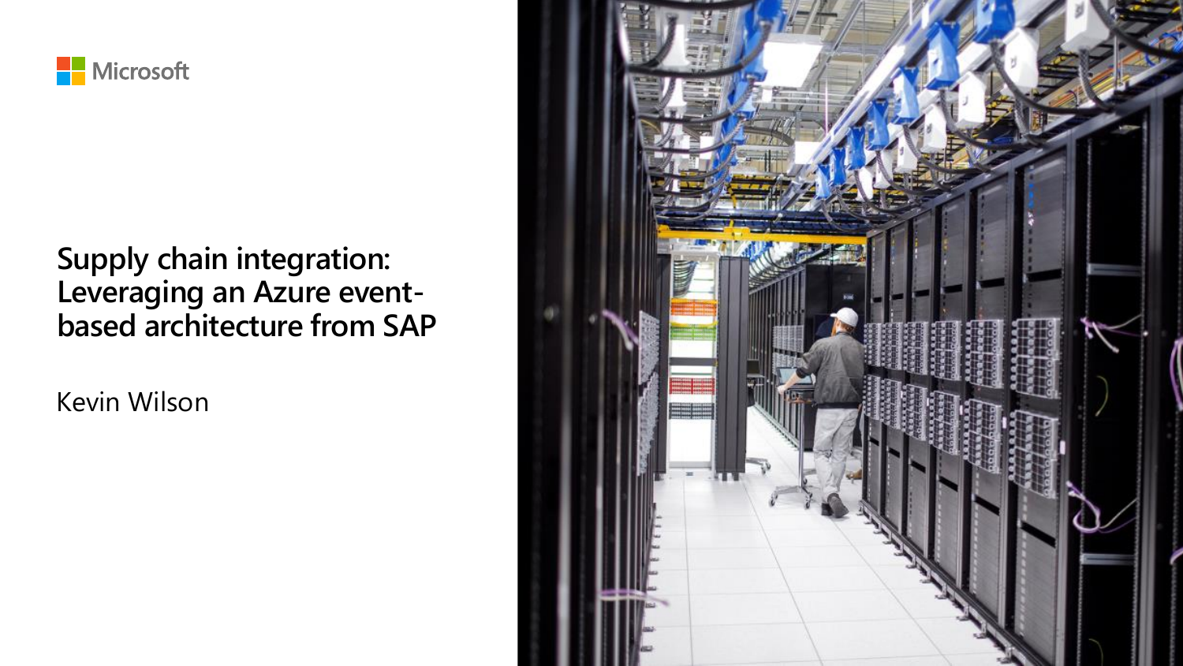Microsoft

# Supply chain integration: Leveraging an Azure event-based architecture from SAP

Kevin Wilson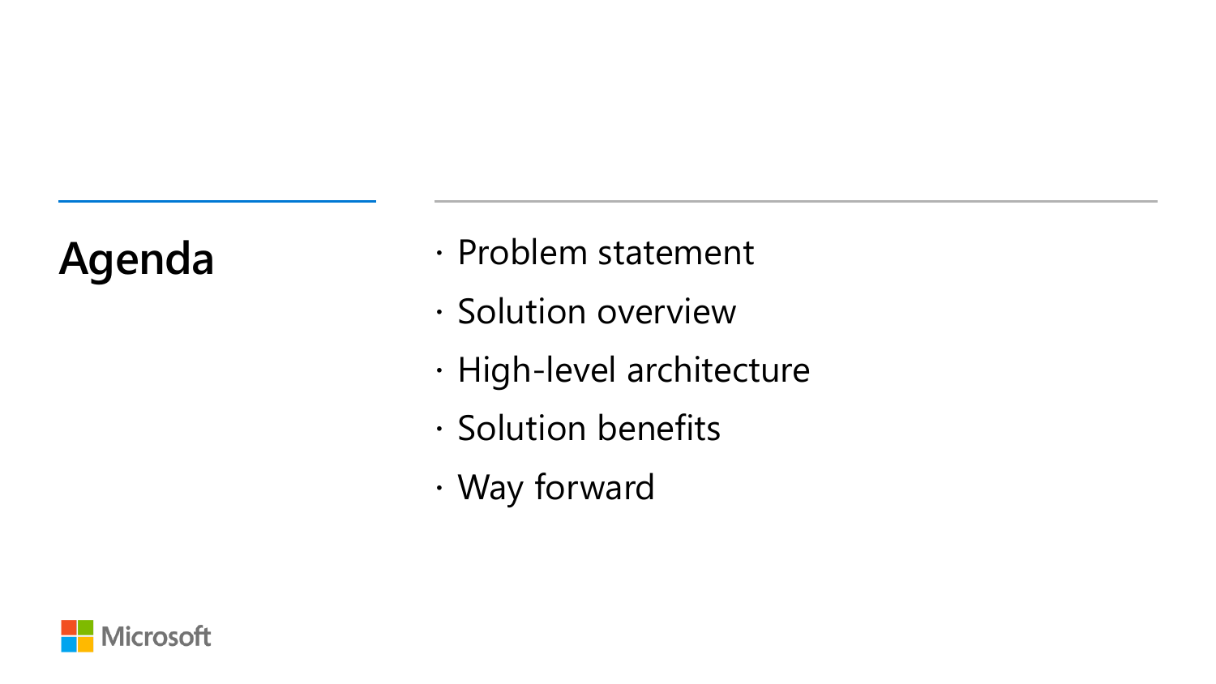# Agenda

- Problem statement
- Solution overview
- High-level architecture
- Solution benefits
- Way forward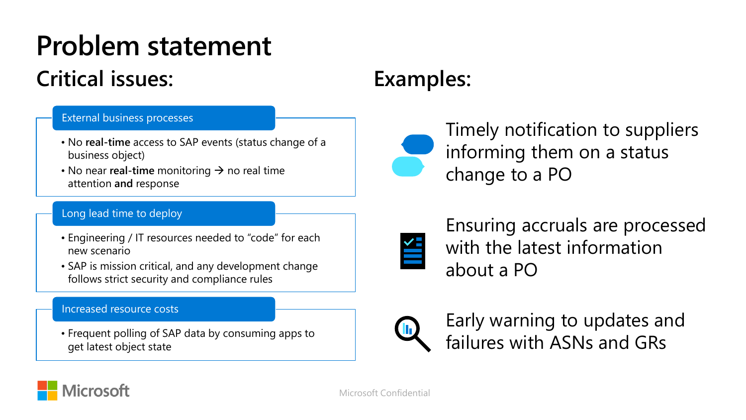# Problem statement

## Critical issues:

### External business processes

- No **real-time** access to SAP events (status change of a business object)
- No near **real-time** monitoring → no real time attention **and** response

### Long lead time to deploy

- Engineering / IT resources needed to "code" for each new scenario
- SAP is mission critical, and any development change follows strict security and compliance rules

### Increased resource costs

- Frequent polling of SAP data by consuming apps to get latest object state

## Examples:

Timely notification to suppliers informing them on a status change to a PO

Ensuring accruals are processed with the latest information about a PO

Early warning to updates and failures with ASNs and GRs

Microsoft Confidential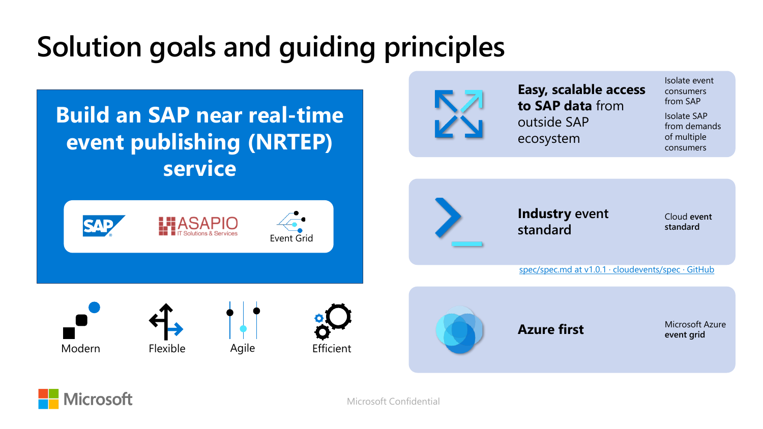# Solution goals and guiding principles

## Build an SAP near real-time event publishing (NRTEP) service

SAP | ASAPIO IT Solutions & Services | Event Grid

- Modern
- Flexible
- Agile
- Efficient

**Easy, scalable access to SAP data** from outside SAP ecosystem

- Isolate event consumers from SAP
- Isolate SAP from demands of multiple consumers

**Industry** event standard

- Cloud **event standard**

spec/spec.md at v1.0.1 · cloudevents/spec · GitHub

**Azure first**

- Microsoft Azure **event grid**

Microsoft

Microsoft Confidential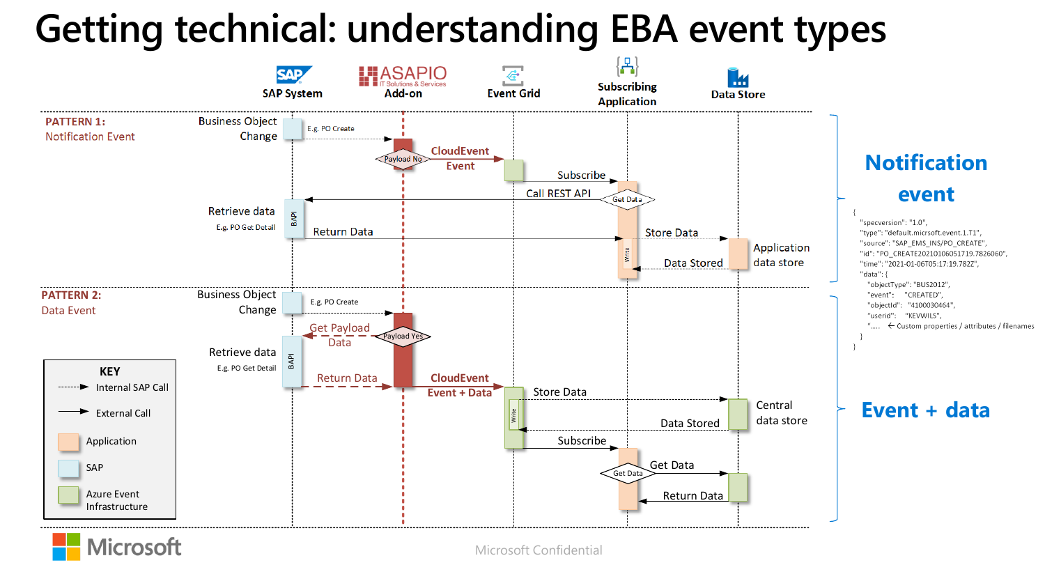# Getting technical: understanding EBA event types

SAP System | ASAPIO Add-on | Event Grid | Subscribing Application | Data Store

**PATTERN 1:** Notification Event

Business Object Change — E.g. PO Create → Payload No → CloudEvent Event → Subscribe → Get Data → Call REST API → Retrieve data (E.g. PO Get Detail) BAPI → Return Data → Store Data → Write → Data Stored → Application data store

**PATTERN 2:** Data Event

Business Object Change — E.g. PO Create → Payload Yes → Get Payload Data → Retrieve data (E.g. PO Get Detail) BAPI → Return Data → CloudEvent Event + Data → Store Data → Write → Data Stored → Central data store → Subscribe → Get Data → Return Data

**KEY**

- Internal SAP Call (dashed arrow)
- External Call (solid arrow)
- Application
- SAP
- Azure Event Infrastructure

## Notification event

```
{
  "specversion": "1.0",
  "type": "default.micrsoft.event.1.T1",
  "source": "SAP_EMS_INS/PO_CREATE",
  "id": "PO_CREATE20210106051719.7826060",
  "time": "2021-01-06T05:17:19.782Z",
  "data": {
    "objectType": "BUS2012",
    "event":     "CREATED",
    "objectId":  "4100030464",
    "userid":    "KEVWILS",
    ".....   ← Custom properties / attributes / filenames
  }
}
```

## Event + data

Microsoft Confidential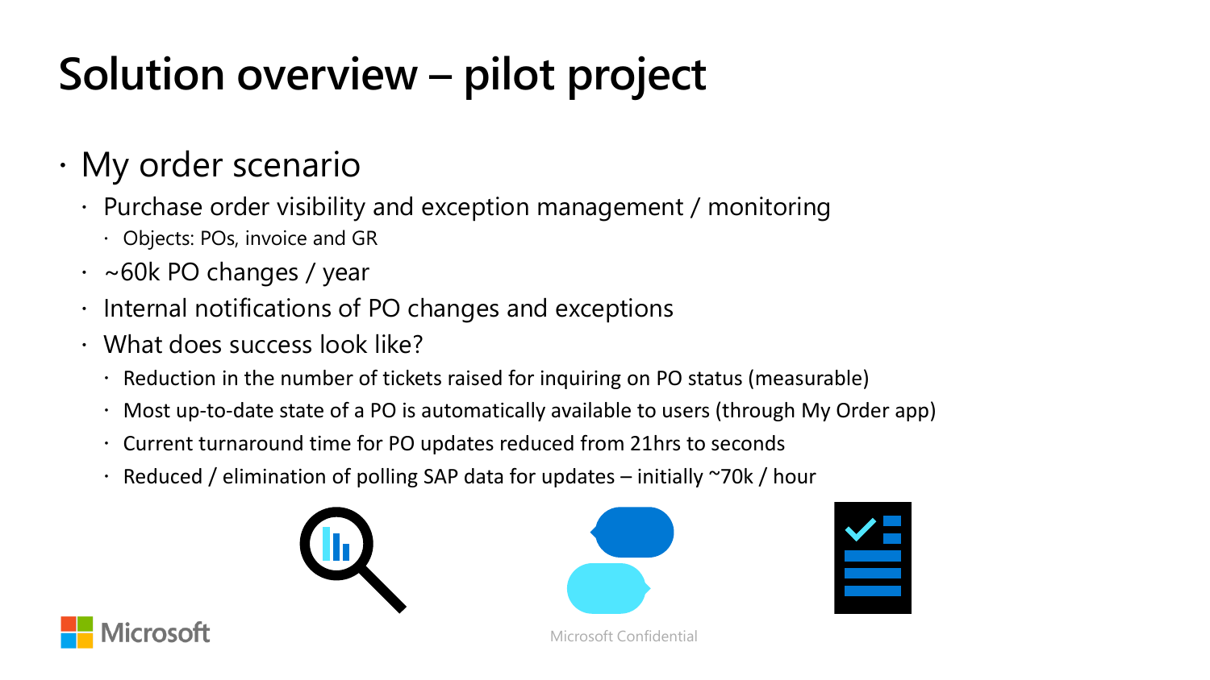# Solution overview – pilot project

- My order scenario
  - Purchase order visibility and exception management / monitoring
    - Objects: POs, invoice and GR
  - ~60k PO changes / year
  - Internal notifications of PO changes and exceptions
  - What does success look like?
    - Reduction in the number of tickets raised for inquiring on PO status (measurable)
    - Most up-to-date state of a PO is automatically available to users (through My Order app)
    - Current turnaround time for PO updates reduced from 21hrs to seconds
    - Reduced / elimination of polling SAP data for updates – initially ~70k / hour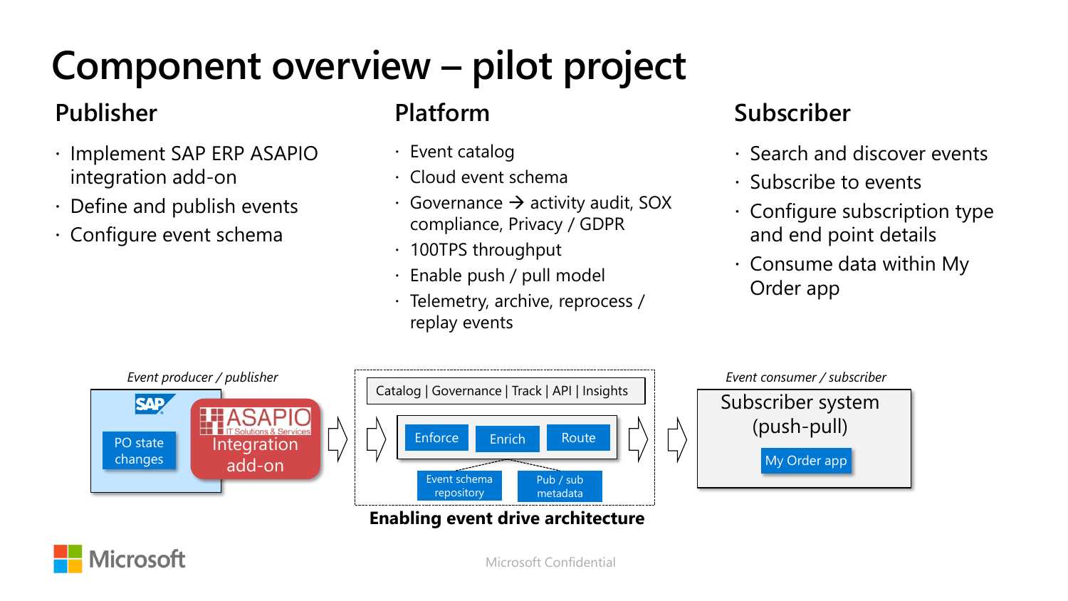# Component overview – pilot project

## Publisher

- Implement SAP ERP ASAPIO integration add-on
- Define and publish events
- Configure event schema

## Platform

- Event catalog
- Cloud event schema
- Governance → activity audit, SOX compliance, Privacy / GDPR
- 100TPS throughput
- Enable push / pull model
- Telemetry, archive, reprocess / replay events

## Subscriber

- Search and discover events
- Subscribe to events
- Configure subscription type and end point details
- Consume data within My Order app

*Event producer / publisher*

SAP

PO state changes

ASAPIO IT Solutions & Services

Integration add-on

Catalog | Governance | Track | API | Insights

Enforce

Enrich

Route

Event schema repository

Pub / sub metadata

**Enabling event drive architecture**

*Event consumer / subscriber*

Subscriber system (push-pull)

My Order app

Microsoft

Microsoft Confidential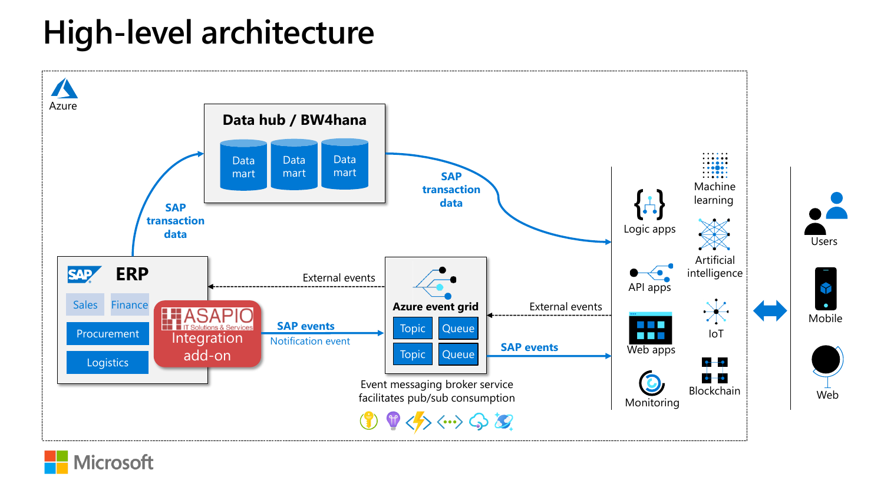# High-level architecture

Azure

**Data hub / BW4hana**

Data mart | Data mart | Data mart

**SAP transaction data**

**SAP transaction data**

SAP **ERP**

Sales | Finance

Procurement

Logistics

ASAPIO IT Solutions & Services
Integration add-on

External events

**SAP events**
Notification event

**Azure event grid**

Topic | Queue
Topic | Queue

External events

**SAP events**

Event messaging broker service facilitates pub/sub consumption

Logic apps

Machine learning

API apps

Artificial intelligence

Web apps

IoT

Monitoring

Blockchain

Users

Mobile

Web

Microsoft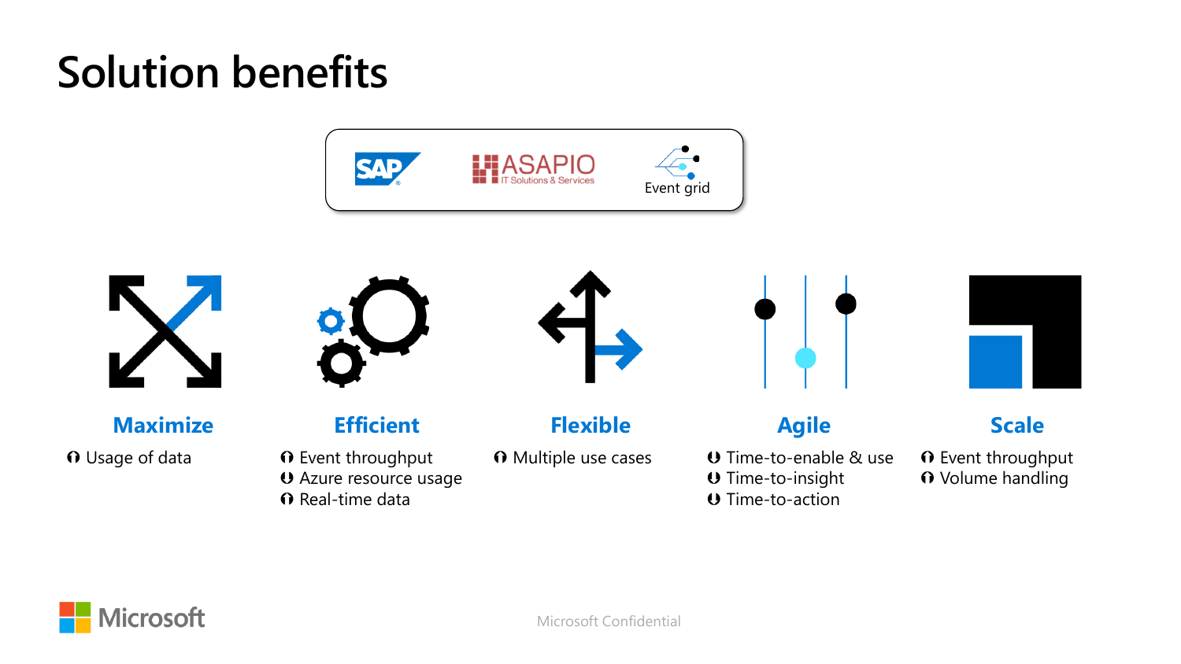# Solution benefits

SAP | ASAPIO IT Solutions & Services | Event grid

### Maximize
- ⬆ Usage of data

### Efficient
- ⬆ Event throughput
- ⬇ Azure resource usage
- ⬆ Real-time data

### Flexible
- ⬆ Multiple use cases

### Agile
- ⬇ Time-to-enable & use
- ⬇ Time-to-insight
- ⬇ Time-to-action

### Scale
- ⬆ Event throughput
- ⬆ Volume handling

Microsoft

Microsoft Confidential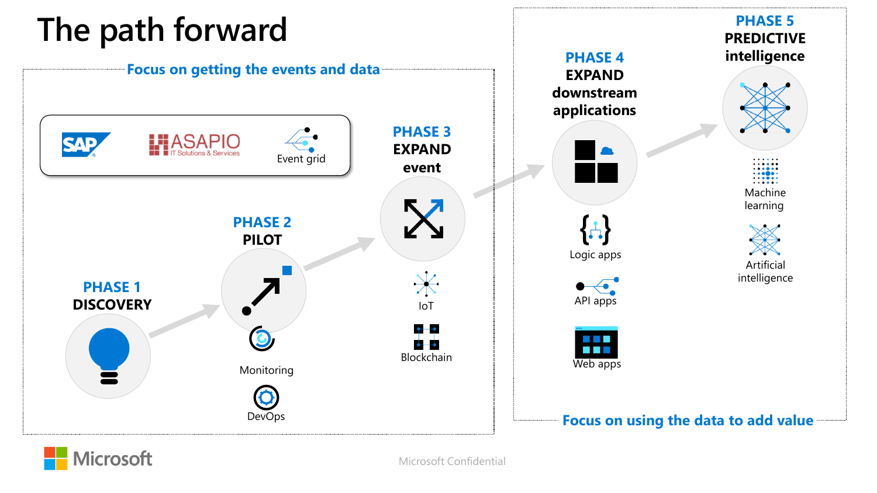# The path forward

## Focus on getting the events and data

SAP | ASAPIO IT Solutions & Services | Event grid

### PHASE 1
**DISCOVERY**

### PHASE 2
**PILOT**

- Monitoring
- DevOps

### PHASE 3
**EXPAND event**

- IoT
- Blockchain

## Focus on using the data to add value

### PHASE 4
**EXPAND downstream applications**

- Logic apps
- API apps
- Web apps

### PHASE 5
**PREDICTIVE intelligence**

- Machine learning
- Artificial intelligence

Microsoft

Microsoft Confidential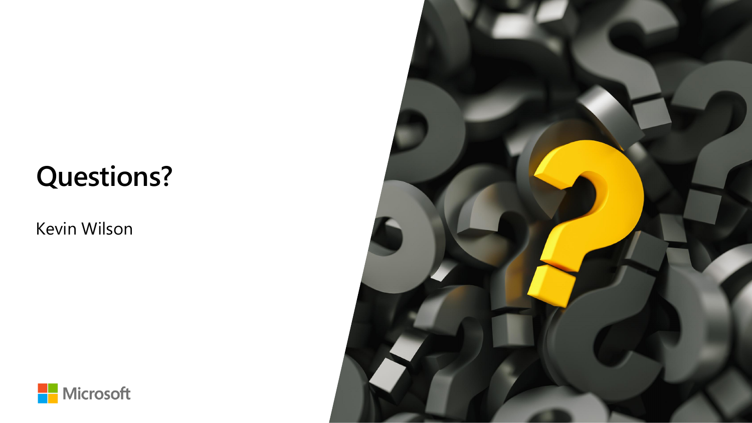# Questions?

Kevin Wilson

Microsoft